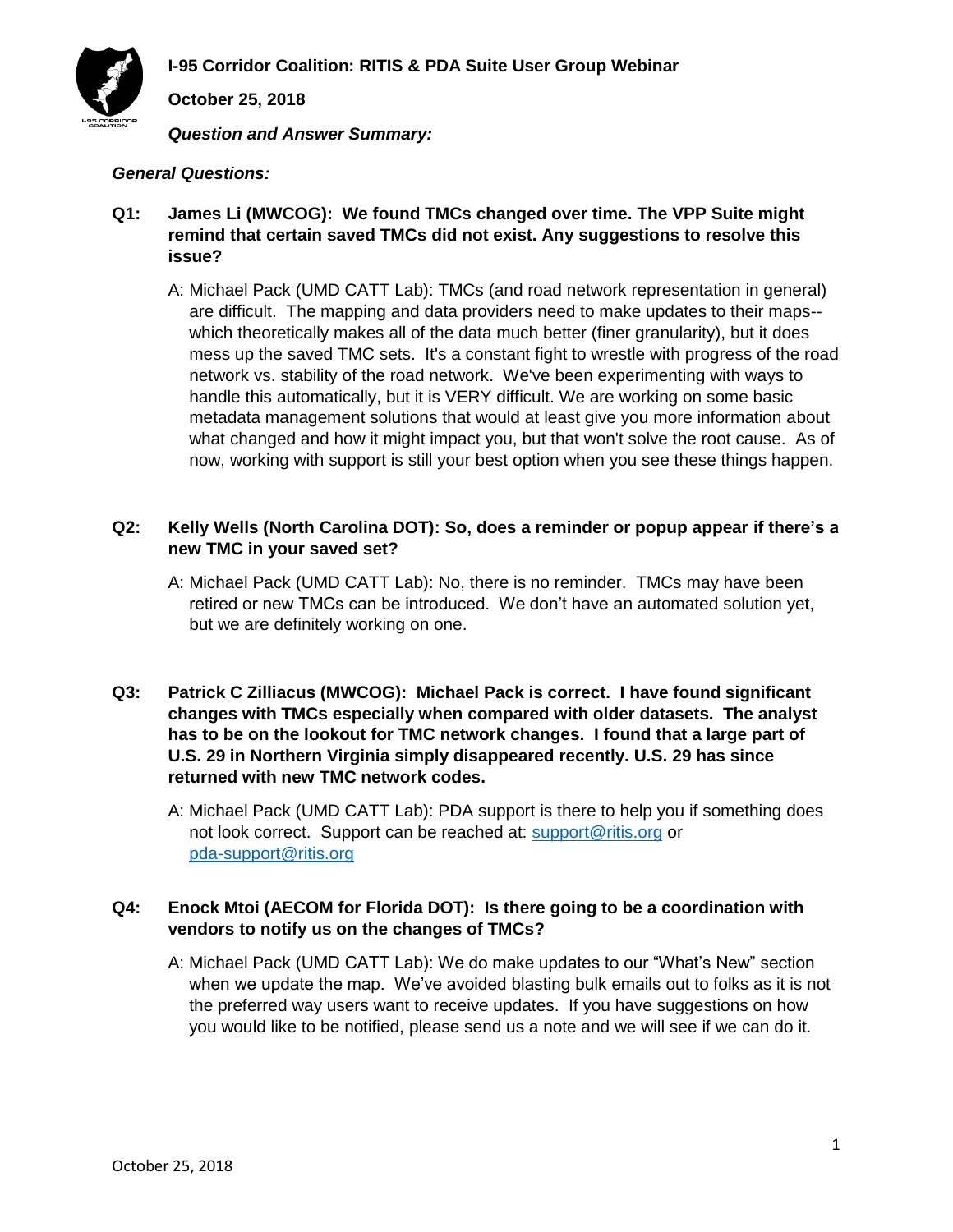# I-95 Corridor Coalition: RITIS & PDA Suite User Group Webinar

**October 25, 2018**

***Question and Answer Summary:***

***General Questions:***

**Q1: James Li (MWCOG): We found TMCs changed over time. The VPP Suite might remind that certain saved TMCs did not exist. Any suggestions to resolve this issue?**

A: Michael Pack (UMD CATT Lab): TMCs (and road network representation in general) are difficult. The mapping and data providers need to make updates to their maps--which theoretically makes all of the data much better (finer granularity), but it does mess up the saved TMC sets. It's a constant fight to wrestle with progress of the road network vs. stability of the road network. We've been experimenting with ways to handle this automatically, but it is VERY difficult. We are working on some basic metadata management solutions that would at least give you more information about what changed and how it might impact you, but that won't solve the root cause. As of now, working with support is still your best option when you see these things happen.

**Q2: Kelly Wells (North Carolina DOT): So, does a reminder or popup appear if there's a new TMC in your saved set?**

A: Michael Pack (UMD CATT Lab): No, there is no reminder. TMCs may have been retired or new TMCs can be introduced. We don't have an automated solution yet, but we are definitely working on one.

**Q3: Patrick C Zilliacus (MWCOG): Michael Pack is correct. I have found significant changes with TMCs especially when compared with older datasets. The analyst has to be on the lookout for TMC network changes. I found that a large part of U.S. 29 in Northern Virginia simply disappeared recently. U.S. 29 has since returned with new TMC network codes.**

A: Michael Pack (UMD CATT Lab): PDA support is there to help you if something does not look correct. Support can be reached at: support@ritis.org or pda-support@ritis.org

**Q4: Enock Mtoi (AECOM for Florida DOT): Is there going to be a coordination with vendors to notify us on the changes of TMCs?**

A: Michael Pack (UMD CATT Lab): We do make updates to our "What's New" section when we update the map. We've avoided blasting bulk emails out to folks as it is not the preferred way users want to receive updates. If you have suggestions on how you would like to be notified, please send us a note and we will see if we can do it.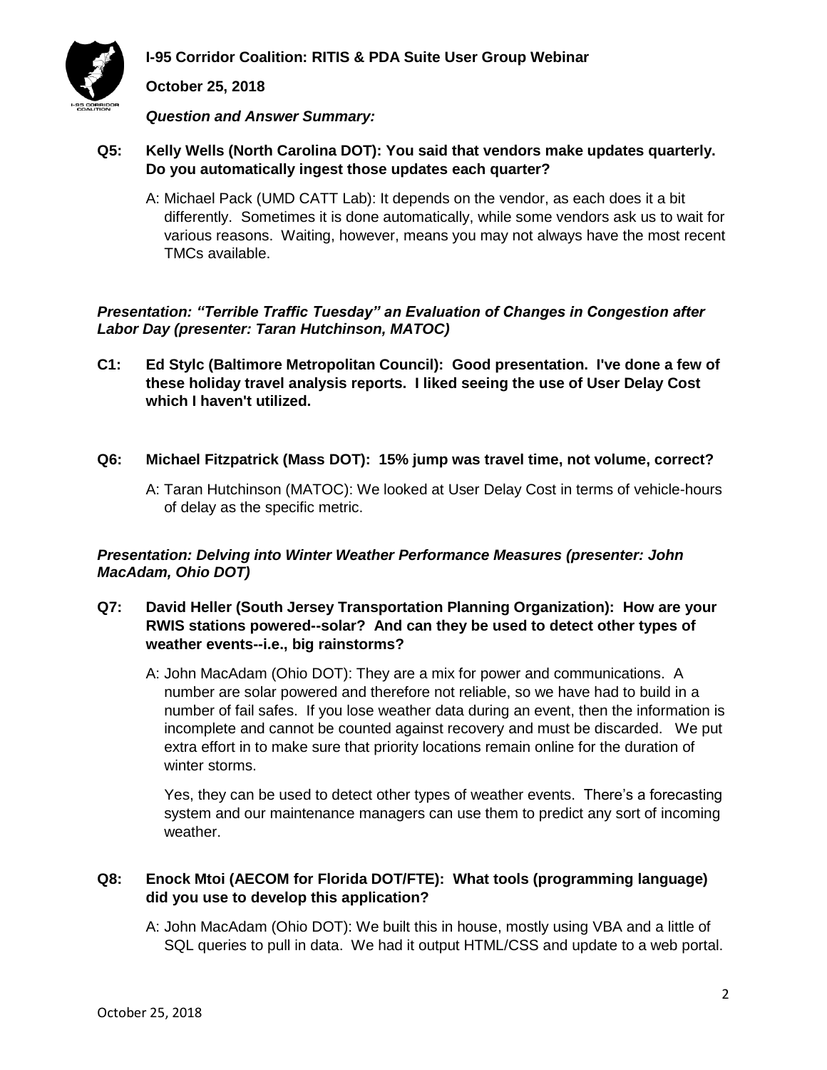**Question and Answer Summary:**

**Q5: Kelly Wells (North Carolina DOT): You said that vendors make updates quarterly. Do you automatically ingest those updates each quarter?**

A: Michael Pack (UMD CATT Lab): It depends on the vendor, as each does it a bit differently. Sometimes it is done automatically, while some vendors ask us to wait for various reasons. Waiting, however, means you may not always have the most recent TMCs available.

***Presentation: "Terrible Traffic Tuesday" an Evaluation of Changes in Congestion after Labor Day (presenter: Taran Hutchinson, MATOC)***

**C1: Ed Stylc (Baltimore Metropolitan Council): Good presentation. I've done a few of these holiday travel analysis reports. I liked seeing the use of User Delay Cost which I haven't utilized.**

**Q6: Michael Fitzpatrick (Mass DOT): 15% jump was travel time, not volume, correct?**

A: Taran Hutchinson (MATOC): We looked at User Delay Cost in terms of vehicle-hours of delay as the specific metric.

***Presentation: Delving into Winter Weather Performance Measures (presenter: John MacAdam, Ohio DOT)***

**Q7: David Heller (South Jersey Transportation Planning Organization): How are your RWIS stations powered--solar? And can they be used to detect other types of weather events--i.e., big rainstorms?**

A: John MacAdam (Ohio DOT): They are a mix for power and communications. A number are solar powered and therefore not reliable, so we have had to build in a number of fail safes. If you lose weather data during an event, then the information is incomplete and cannot be counted against recovery and must be discarded. We put extra effort in to make sure that priority locations remain online for the duration of winter storms.

Yes, they can be used to detect other types of weather events. There's a forecasting system and our maintenance managers can use them to predict any sort of incoming weather.

**Q8: Enock Mtoi (AECOM for Florida DOT/FTE): What tools (programming language) did you use to develop this application?**

A: John MacAdam (Ohio DOT): We built this in house, mostly using VBA and a little of SQL queries to pull in data. We had it output HTML/CSS and update to a web portal.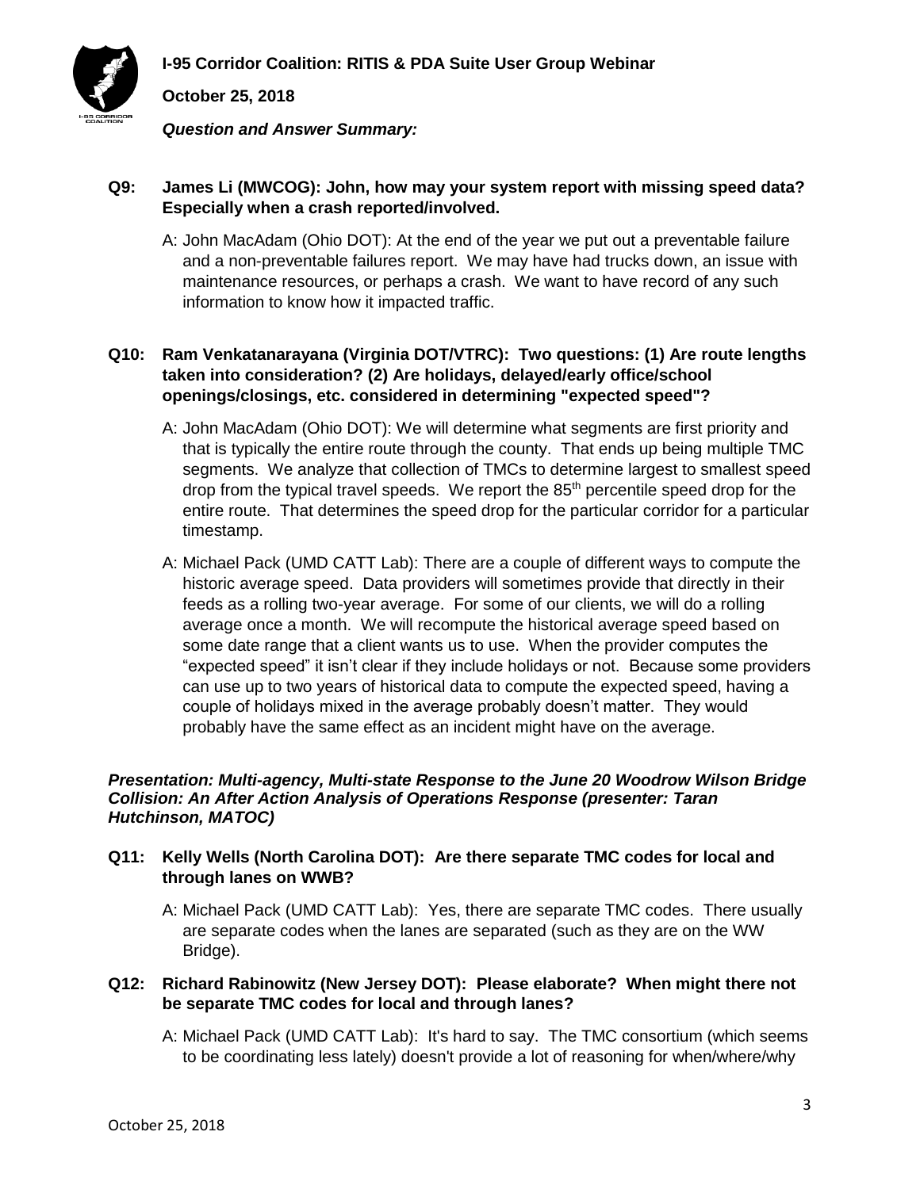**Q9: James Li (MWCOG): John, how may your system report with missing speed data? Especially when a crash reported/involved.**

A: John MacAdam (Ohio DOT): At the end of the year we put out a preventable failure and a non-preventable failures report. We may have had trucks down, an issue with maintenance resources, or perhaps a crash. We want to have record of any such information to know how it impacted traffic.

**Q10: Ram Venkatanarayana (Virginia DOT/VTRC): Two questions: (1) Are route lengths taken into consideration? (2) Are holidays, delayed/early office/school openings/closings, etc. considered in determining "expected speed"?**

A: John MacAdam (Ohio DOT): We will determine what segments are first priority and that is typically the entire route through the county. That ends up being multiple TMC segments. We analyze that collection of TMCs to determine largest to smallest speed drop from the typical travel speeds. We report the 85th percentile speed drop for the entire route. That determines the speed drop for the particular corridor for a particular timestamp.

A: Michael Pack (UMD CATT Lab): There are a couple of different ways to compute the historic average speed. Data providers will sometimes provide that directly in their feeds as a rolling two-year average. For some of our clients, we will do a rolling average once a month. We will recompute the historical average speed based on some date range that a client wants us to use. When the provider computes the "expected speed" it isn't clear if they include holidays or not. Because some providers can use up to two years of historical data to compute the expected speed, having a couple of holidays mixed in the average probably doesn't matter. They would probably have the same effect as an incident might have on the average.

***Presentation: Multi-agency, Multi-state Response to the June 20 Woodrow Wilson Bridge Collision: An After Action Analysis of Operations Response (presenter: Taran Hutchinson, MATOC)***

**Q11: Kelly Wells (North Carolina DOT): Are there separate TMC codes for local and through lanes on WWB?**

A: Michael Pack (UMD CATT Lab): Yes, there are separate TMC codes. There usually are separate codes when the lanes are separated (such as they are on the WW Bridge).

**Q12: Richard Rabinowitz (New Jersey DOT): Please elaborate? When might there not be separate TMC codes for local and through lanes?**

A: Michael Pack (UMD CATT Lab): It's hard to say. The TMC consortium (which seems to be coordinating less lately) doesn't provide a lot of reasoning for when/where/why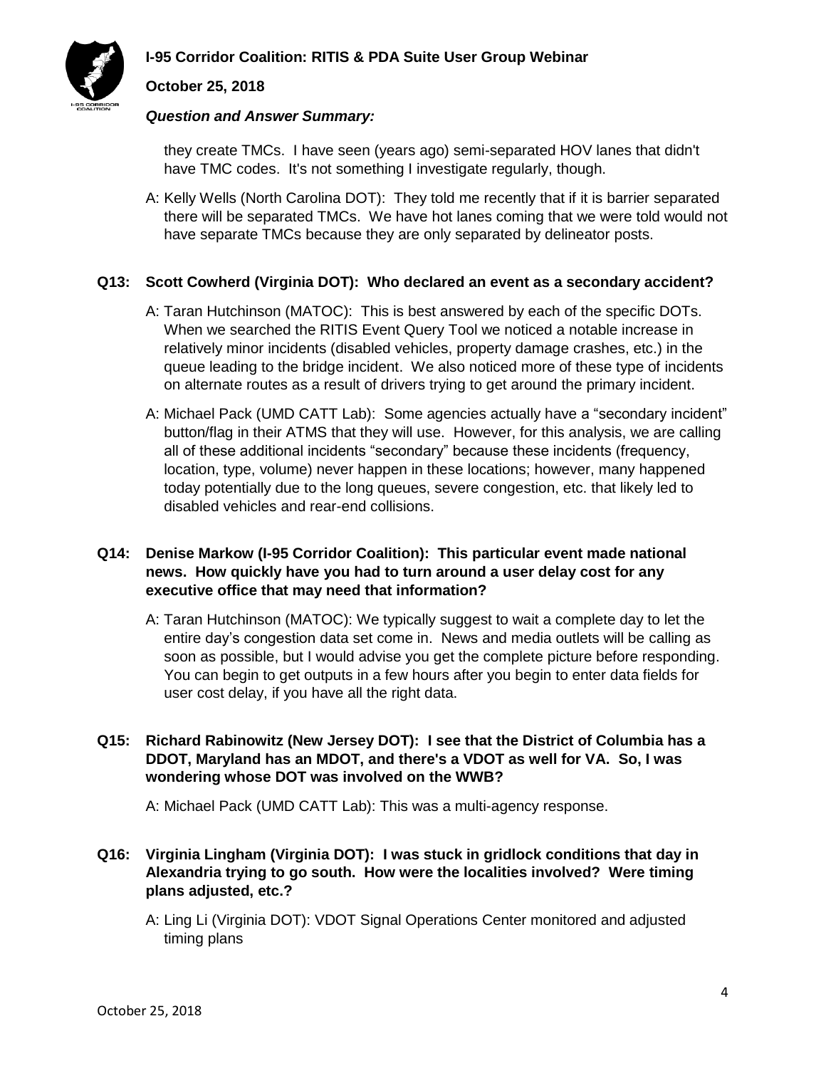they create TMCs. I have seen (years ago) semi-separated HOV lanes that didn't have TMC codes. It's not something I investigate regularly, though.

A: Kelly Wells (North Carolina DOT): They told me recently that if it is barrier separated there will be separated TMCs. We have hot lanes coming that we were told would not have separate TMCs because they are only separated by delineator posts.

**Q13: Scott Cowherd (Virginia DOT): Who declared an event as a secondary accident?**

A: Taran Hutchinson (MATOC): This is best answered by each of the specific DOTs. When we searched the RITIS Event Query Tool we noticed a notable increase in relatively minor incidents (disabled vehicles, property damage crashes, etc.) in the queue leading to the bridge incident. We also noticed more of these type of incidents on alternate routes as a result of drivers trying to get around the primary incident.

A: Michael Pack (UMD CATT Lab): Some agencies actually have a "secondary incident" button/flag in their ATMS that they will use. However, for this analysis, we are calling all of these additional incidents "secondary" because these incidents (frequency, location, type, volume) never happen in these locations; however, many happened today potentially due to the long queues, severe congestion, etc. that likely led to disabled vehicles and rear-end collisions.

**Q14: Denise Markow (I-95 Corridor Coalition): This particular event made national news. How quickly have you had to turn around a user delay cost for any executive office that may need that information?**

A: Taran Hutchinson (MATOC): We typically suggest to wait a complete day to let the entire day's congestion data set come in. News and media outlets will be calling as soon as possible, but I would advise you get the complete picture before responding. You can begin to get outputs in a few hours after you begin to enter data fields for user cost delay, if you have all the right data.

**Q15: Richard Rabinowitz (New Jersey DOT): I see that the District of Columbia has a DDOT, Maryland has an MDOT, and there's a VDOT as well for VA. So, I was wondering whose DOT was involved on the WWB?**

A: Michael Pack (UMD CATT Lab): This was a multi-agency response.

**Q16: Virginia Lingham (Virginia DOT): I was stuck in gridlock conditions that day in Alexandria trying to go south. How were the localities involved? Were timing plans adjusted, etc.?**

A: Ling Li (Virginia DOT): VDOT Signal Operations Center monitored and adjusted timing plans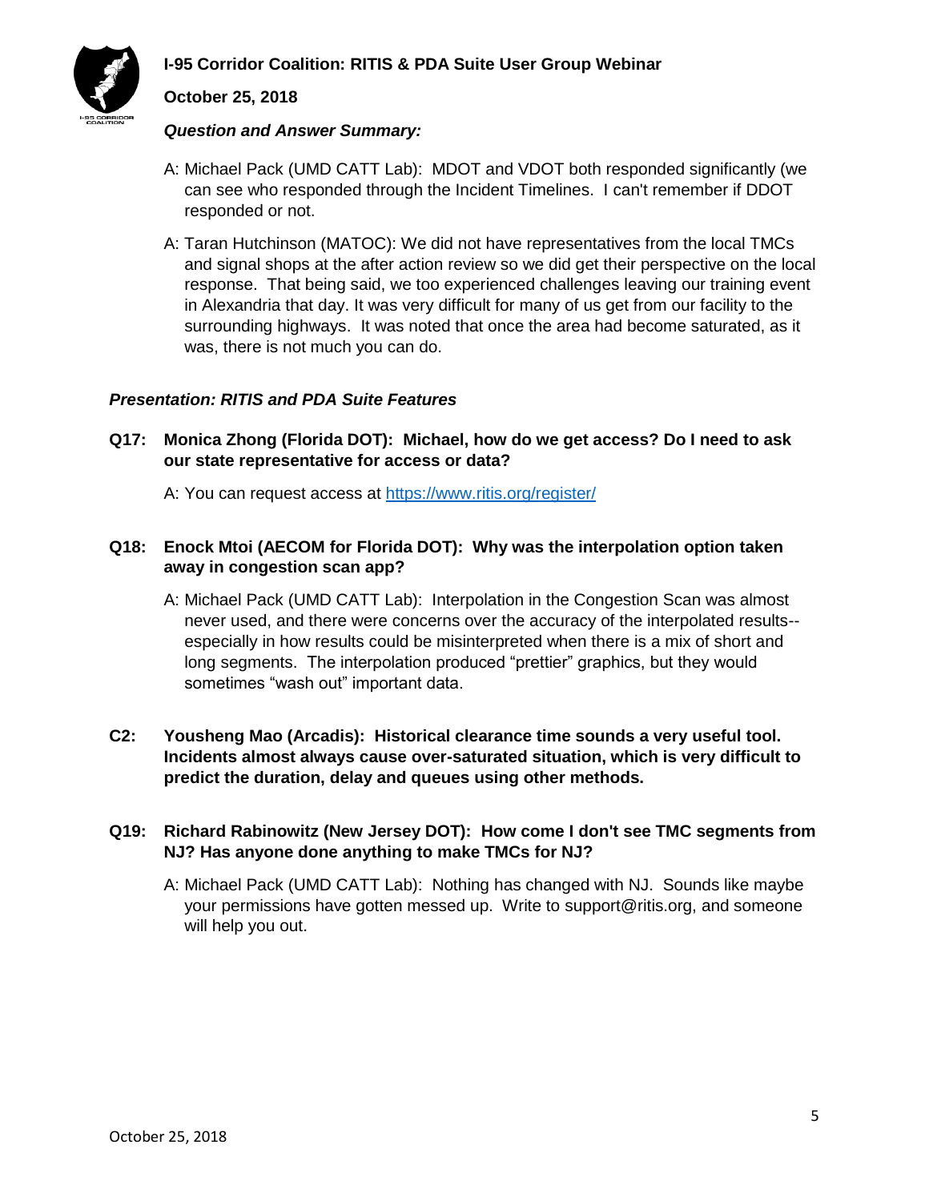A: Michael Pack (UMD CATT Lab): MDOT and VDOT both responded significantly (we can see who responded through the Incident Timelines. I can't remember if DDOT responded or not.

A: Taran Hutchinson (MATOC): We did not have representatives from the local TMCs and signal shops at the after action review so we did get their perspective on the local response. That being said, we too experienced challenges leaving our training event in Alexandria that day. It was very difficult for many of us get from our facility to the surrounding highways. It was noted that once the area had become saturated, as it was, there is not much you can do.

### *Presentation: RITIS and PDA Suite Features*

**Q17: Monica Zhong (Florida DOT): Michael, how do we get access? Do I need to ask our state representative for access or data?**

A: You can request access at https://www.ritis.org/register/

**Q18: Enock Mtoi (AECOM for Florida DOT): Why was the interpolation option taken away in congestion scan app?**

A: Michael Pack (UMD CATT Lab): Interpolation in the Congestion Scan was almost never used, and there were concerns over the accuracy of the interpolated results--especially in how results could be misinterpreted when there is a mix of short and long segments. The interpolation produced "prettier" graphics, but they would sometimes "wash out" important data.

**C2: Yousheng Mao (Arcadis): Historical clearance time sounds a very useful tool. Incidents almost always cause over-saturated situation, which is very difficult to predict the duration, delay and queues using other methods.**

**Q19: Richard Rabinowitz (New Jersey DOT): How come I don't see TMC segments from NJ? Has anyone done anything to make TMCs for NJ?**

A: Michael Pack (UMD CATT Lab): Nothing has changed with NJ. Sounds like maybe your permissions have gotten messed up. Write to support@ritis.org, and someone will help you out.